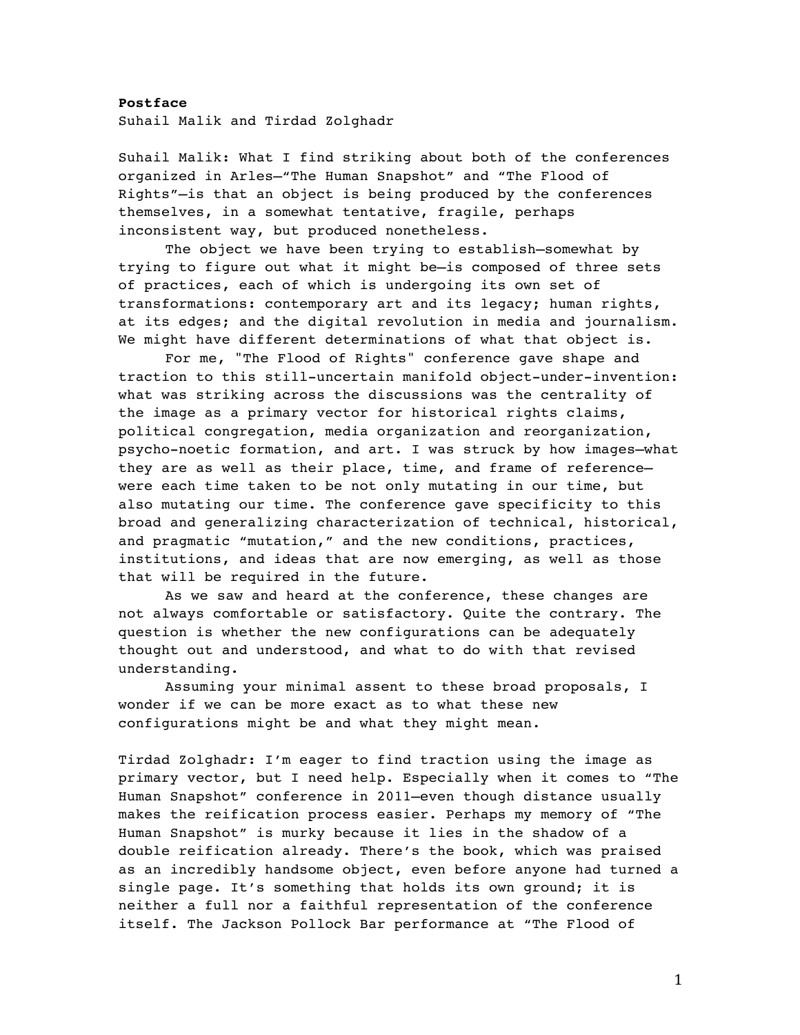**Postface**

Suhail Malik and Tirdad Zolghadr

Suhail Malik: What I find striking about both of the conferences organized in Arles—"The Human Snapshot" and "The Flood of Rights"—is that an object is being produced by the conferences themselves, in a somewhat tentative, fragile, perhaps inconsistent way, but produced nonetheless.

The object we have been trying to establish—somewhat by trying to figure out what it might be—is composed of three sets of practices, each of which is undergoing its own set of transformations: contemporary art and its legacy; human rights, at its edges; and the digital revolution in media and journalism. We might have different determinations of what that object is.

For me, "The Flood of Rights" conference gave shape and traction to this still-uncertain manifold object-under-invention: what was striking across the discussions was the centrality of the image as a primary vector for historical rights claims, political congregation, media organization and reorganization, psycho-noetic formation, and art. I was struck by how images—what they are as well as their place, time, and frame of reference—were each time taken to be not only mutating in our time, but also mutating our time. The conference gave specificity to this broad and generalizing characterization of technical, historical, and pragmatic "mutation," and the new conditions, practices, institutions, and ideas that are now emerging, as well as those that will be required in the future.

As we saw and heard at the conference, these changes are not always comfortable or satisfactory. Quite the contrary. The question is whether the new configurations can be adequately thought out and understood, and what to do with that revised understanding.

Assuming your minimal assent to these broad proposals, I wonder if we can be more exact as to what these new configurations might be and what they might mean.

Tirdad Zolghadr: I'm eager to find traction using the image as primary vector, but I need help. Especially when it comes to "The Human Snapshot" conference in 2011—even though distance usually makes the reification process easier. Perhaps my memory of "The Human Snapshot" is murky because it lies in the shadow of a double reification already. There's the book, which was praised as an incredibly handsome object, even before anyone had turned a single page. It's something that holds its own ground; it is neither a full nor a faithful representation of the conference itself. The Jackson Pollock Bar performance at "The Flood of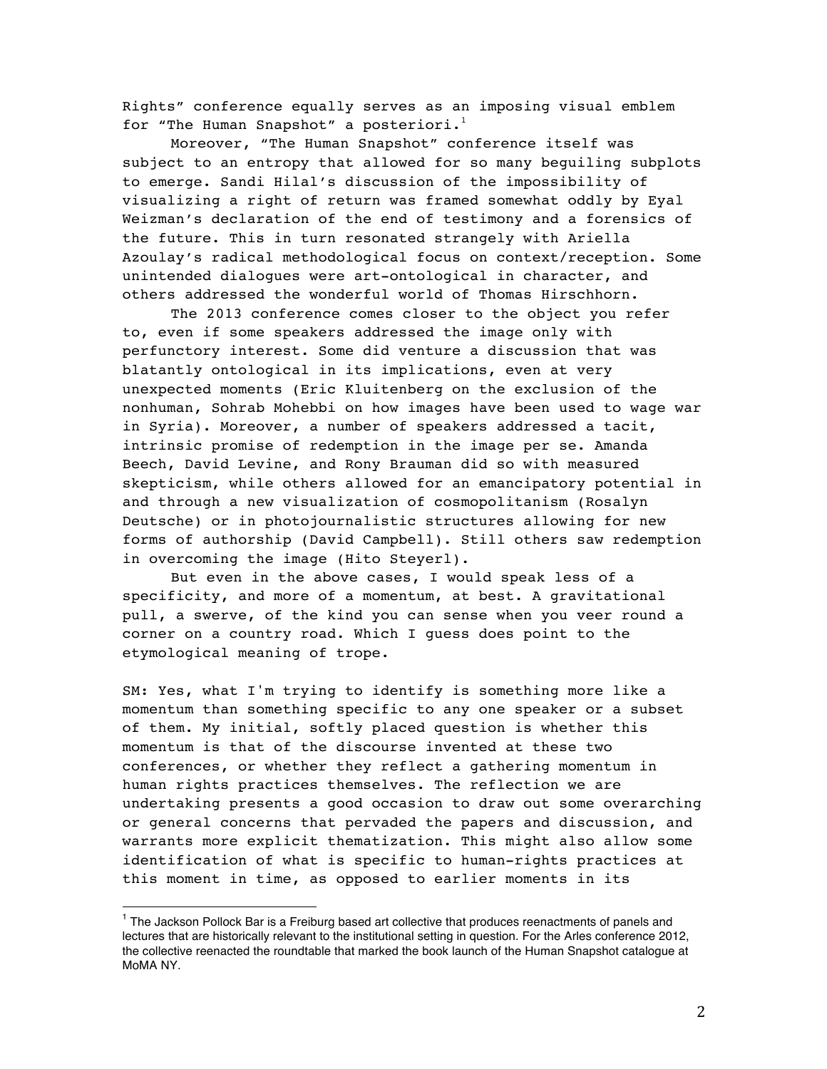Rights" conference equally serves as an imposing visual emblem for "The Human Snapshot" a posteriori.[1]

Moreover, "The Human Snapshot" conference itself was subject to an entropy that allowed for so many beguiling subplots to emerge. Sandi Hilal's discussion of the impossibility of visualizing a right of return was framed somewhat oddly by Eyal Weizman's declaration of the end of testimony and a forensics of the future. This in turn resonated strangely with Ariella Azoulay's radical methodological focus on context/reception. Some unintended dialogues were art-ontological in character, and others addressed the wonderful world of Thomas Hirschhorn.

The 2013 conference comes closer to the object you refer to, even if some speakers addressed the image only with perfunctory interest. Some did venture a discussion that was blatantly ontological in its implications, even at very unexpected moments (Eric Kluitenberg on the exclusion of the nonhuman, Sohrab Mohebbi on how images have been used to wage war in Syria). Moreover, a number of speakers addressed a tacit, intrinsic promise of redemption in the image per se. Amanda Beech, David Levine, and Rony Brauman did so with measured skepticism, while others allowed for an emancipatory potential in and through a new visualization of cosmopolitanism (Rosalyn Deutsche) or in photojournalistic structures allowing for new forms of authorship (David Campbell). Still others saw redemption in overcoming the image (Hito Steyerl).

But even in the above cases, I would speak less of a specificity, and more of a momentum, at best. A gravitational pull, a swerve, of the kind you can sense when you veer round a corner on a country road. Which I guess does point to the etymological meaning of trope.

SM: Yes, what I'm trying to identify is something more like a momentum than something specific to any one speaker or a subset of them. My initial, softly placed question is whether this momentum is that of the discourse invented at these two conferences, or whether they reflect a gathering momentum in human rights practices themselves. The reflection we are undertaking presents a good occasion to draw out some overarching or general concerns that pervaded the papers and discussion, and warrants more explicit thematization. This might also allow some identification of what is specific to human-rights practices at this moment in time, as opposed to earlier moments in its

[1] The Jackson Pollock Bar is a Freiburg based art collective that produces reenactments of panels and lectures that are historically relevant to the institutional setting in question. For the Arles conference 2012, the collective reenacted the roundtable that marked the book launch of the Human Snapshot catalogue at MoMA NY.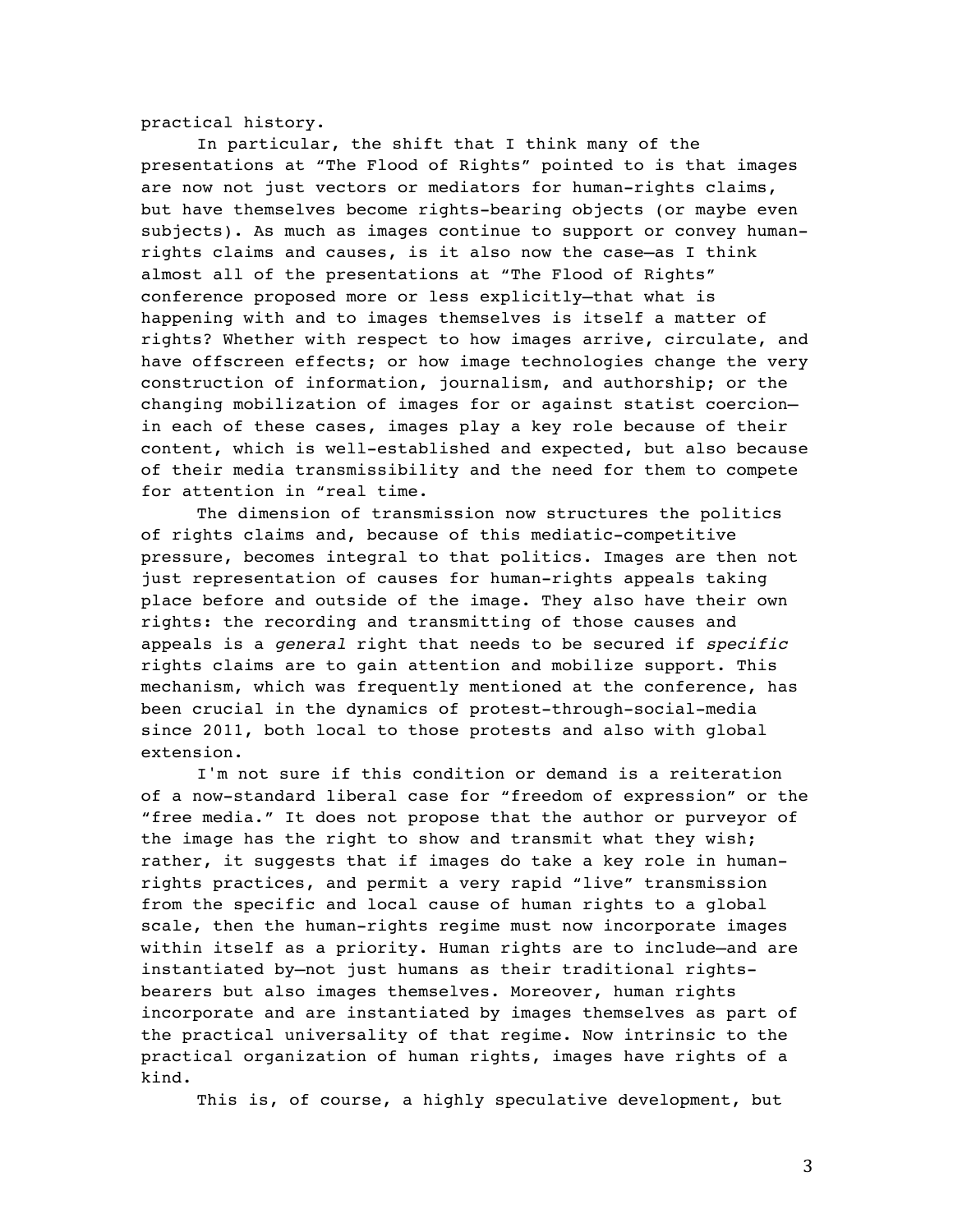practical history.

In particular, the shift that I think many of the presentations at “The Flood of Rights” pointed to is that images are now not just vectors or mediators for human-rights claims, but have themselves become rights-bearing objects (or maybe even subjects). As much as images continue to support or convey human-rights claims and causes, is it also now the case—as I think almost all of the presentations at “The Flood of Rights” conference proposed more or less explicitly—that what is happening with and to images themselves is itself a matter of rights? Whether with respect to how images arrive, circulate, and have offscreen effects; or how image technologies change the very construction of information, journalism, and authorship; or the changing mobilization of images for or against statist coercion—in each of these cases, images play a key role because of their content, which is well-established and expected, but also because of their media transmissibility and the need for them to compete for attention in “real time.

The dimension of transmission now structures the politics of rights claims and, because of this mediatic-competitive pressure, becomes integral to that politics. Images are then not just representation of causes for human-rights appeals taking place before and outside of the image. They also have their own rights: the recording and transmitting of those causes and appeals is a *general* right that needs to be secured if *specific* rights claims are to gain attention and mobilize support. This mechanism, which was frequently mentioned at the conference, has been crucial in the dynamics of protest-through-social-media since 2011, both local to those protests and also with global extension.

I'm not sure if this condition or demand is a reiteration of a now-standard liberal case for “freedom of expression” or the “free media.” It does not propose that the author or purveyor of the image has the right to show and transmit what they wish; rather, it suggests that if images do take a key role in human-rights practices, and permit a very rapid “live” transmission from the specific and local cause of human rights to a global scale, then the human-rights regime must now incorporate images within itself as a priority. Human rights are to include—and are instantiated by—not just humans as their traditional rights-bearers but also images themselves. Moreover, human rights incorporate and are instantiated by images themselves as part of the practical universality of that regime. Now intrinsic to the practical organization of human rights, images have rights of a kind.

This is, of course, a highly speculative development, but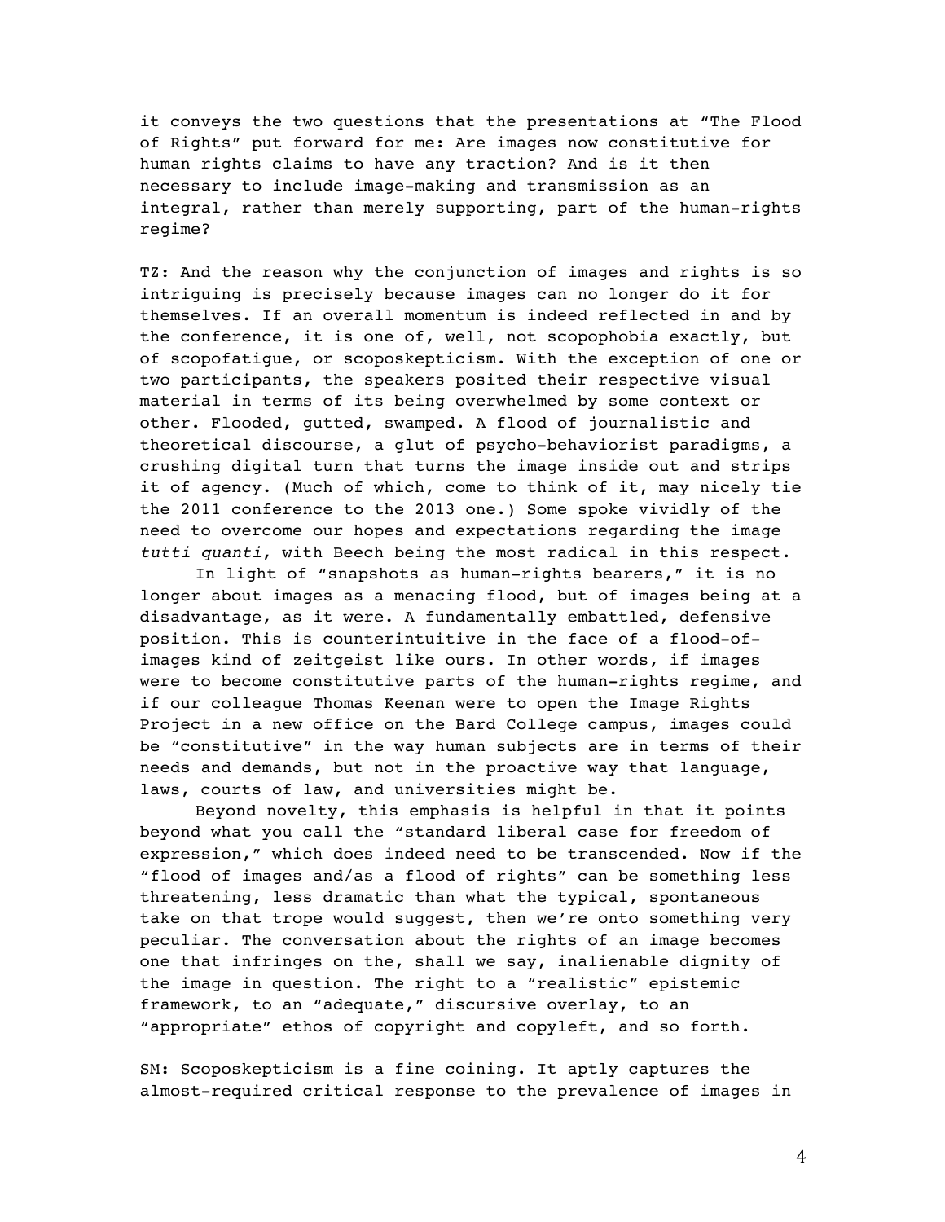it conveys the two questions that the presentations at "The Flood of Rights" put forward for me: Are images now constitutive for human rights claims to have any traction? And is it then necessary to include image-making and transmission as an integral, rather than merely supporting, part of the human-rights regime?

TZ: And the reason why the conjunction of images and rights is so intriguing is precisely because images can no longer do it for themselves. If an overall momentum is indeed reflected in and by the conference, it is one of, well, not scopophobia exactly, but of scopofatigue, or scoposkepticism. With the exception of one or two participants, the speakers posited their respective visual material in terms of its being overwhelmed by some context or other. Flooded, gutted, swamped. A flood of journalistic and theoretical discourse, a glut of psycho-behaviorist paradigms, a crushing digital turn that turns the image inside out and strips it of agency. (Much of which, come to think of it, may nicely tie the 2011 conference to the 2013 one.) Some spoke vividly of the need to overcome our hopes and expectations regarding the image *tutti quanti*, with Beech being the most radical in this respect.

In light of "snapshots as human-rights bearers," it is no longer about images as a menacing flood, but of images being at a disadvantage, as it were. A fundamentally embattled, defensive position. This is counterintuitive in the face of a flood-of-images kind of zeitgeist like ours. In other words, if images were to become constitutive parts of the human-rights regime, and if our colleague Thomas Keenan were to open the Image Rights Project in a new office on the Bard College campus, images could be "constitutive" in the way human subjects are in terms of their needs and demands, but not in the proactive way that language, laws, courts of law, and universities might be.

Beyond novelty, this emphasis is helpful in that it points beyond what you call the "standard liberal case for freedom of expression," which does indeed need to be transcended. Now if the "flood of images and/as a flood of rights" can be something less threatening, less dramatic than what the typical, spontaneous take on that trope would suggest, then we're onto something very peculiar. The conversation about the rights of an image becomes one that infringes on the, shall we say, inalienable dignity of the image in question. The right to a "realistic" epistemic framework, to an "adequate," discursive overlay, to an "appropriate" ethos of copyright and copyleft, and so forth.

SM: Scoposkepticism is a fine coining. It aptly captures the almost-required critical response to the prevalence of images in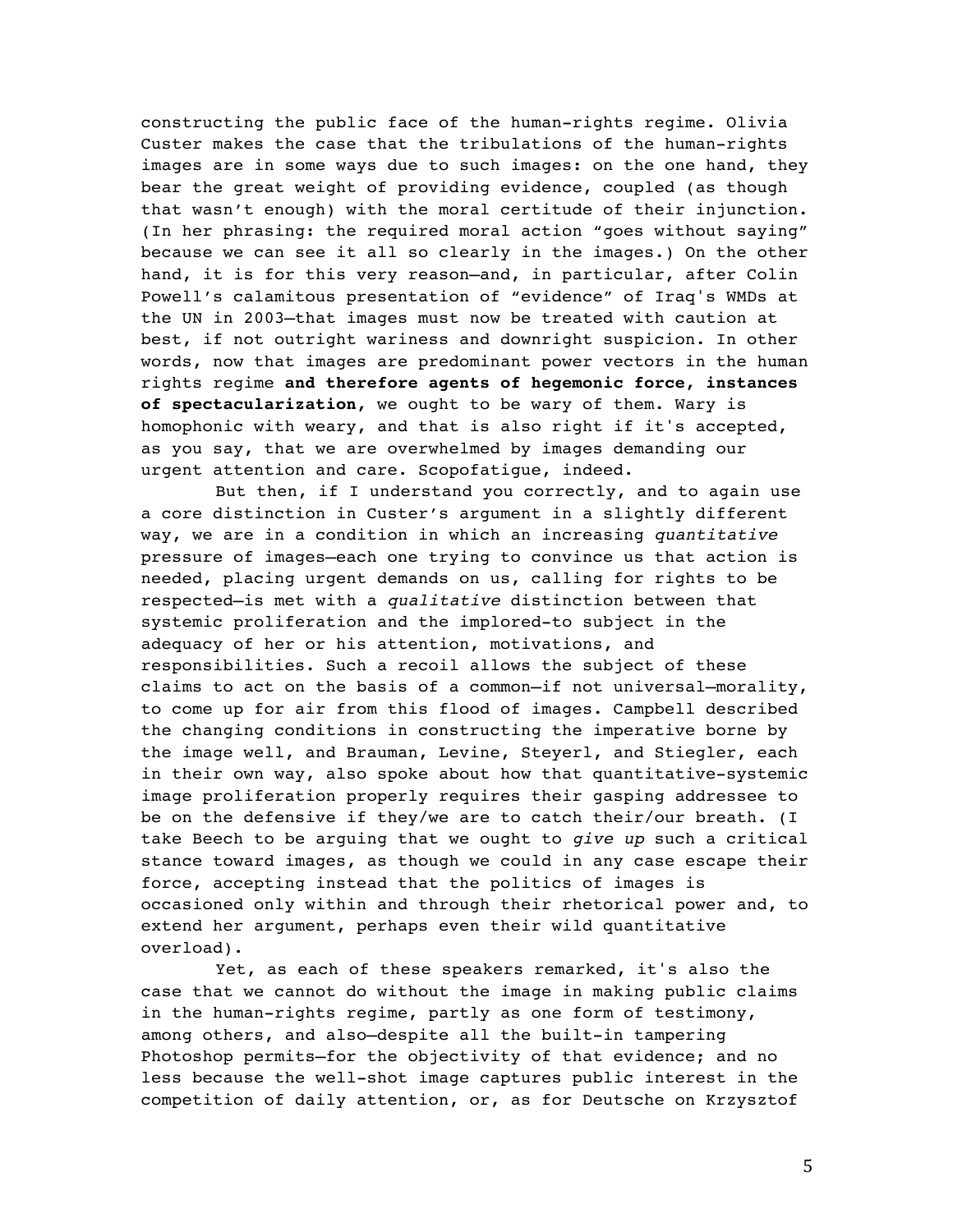constructing the public face of the human-rights regime. Olivia Custer makes the case that the tribulations of the human-rights images are in some ways due to such images: on the one hand, they bear the great weight of providing evidence, coupled (as though that wasn't enough) with the moral certitude of their injunction. (In her phrasing: the required moral action "goes without saying" because we can see it all so clearly in the images.) On the other hand, it is for this very reason—and, in particular, after Colin Powell's calamitous presentation of "evidence" of Iraq's WMDs at the UN in 2003—that images must now be treated with caution at best, if not outright wariness and downright suspicion. In other words, now that images are predominant power vectors in the human rights regime **and therefore agents of hegemonic force, instances of spectacularization**, we ought to be wary of them. Wary is homophonic with weary, and that is also right if it's accepted, as you say, that we are overwhelmed by images demanding our urgent attention and care. Scopofatigue, indeed.

But then, if I understand you correctly, and to again use a core distinction in Custer's argument in a slightly different way, we are in a condition in which an increasing *quantitative* pressure of images—each one trying to convince us that action is needed, placing urgent demands on us, calling for rights to be respected—is met with a *qualitative* distinction between that systemic proliferation and the implored-to subject in the adequacy of her or his attention, motivations, and responsibilities. Such a recoil allows the subject of these claims to act on the basis of a common—if not universal—morality, to come up for air from this flood of images. Campbell described the changing conditions in constructing the imperative borne by the image well, and Brauman, Levine, Steyerl, and Stiegler, each in their own way, also spoke about how that quantitative-systemic image proliferation properly requires their gasping addressee to be on the defensive if they/we are to catch their/our breath. (I take Beech to be arguing that we ought to *give up* such a critical stance toward images, as though we could in any case escape their force, accepting instead that the politics of images is occasioned only within and through their rhetorical power and, to extend her argument, perhaps even their wild quantitative overload).

Yet, as each of these speakers remarked, it's also the case that we cannot do without the image in making public claims in the human-rights regime, partly as one form of testimony, among others, and also—despite all the built-in tampering Photoshop permits—for the objectivity of that evidence; and no less because the well-shot image captures public interest in the competition of daily attention, or, as for Deutsche on Krzysztof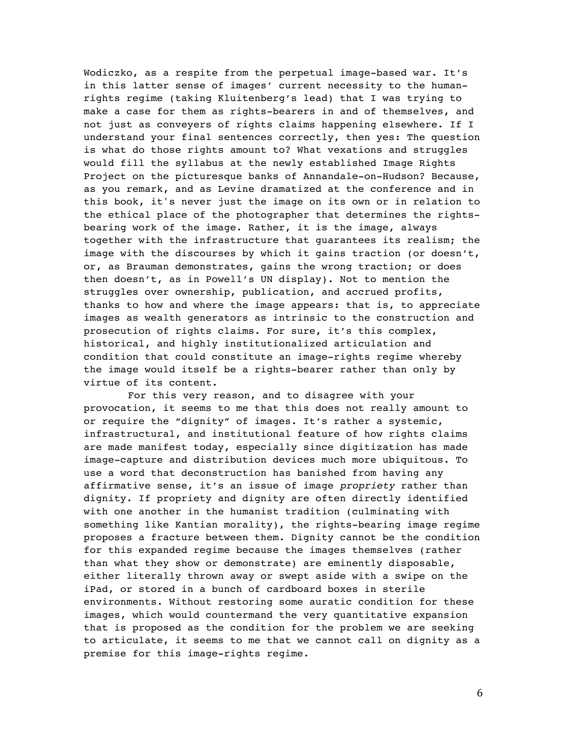Wodiczko, as a respite from the perpetual image-based war. It's in this latter sense of images' current necessity to the human-rights regime (taking Kluitenberg's lead) that I was trying to make a case for them as rights-bearers in and of themselves, and not just as conveyers of rights claims happening elsewhere. If I understand your final sentences correctly, then yes: The question is what do those rights amount to? What vexations and struggles would fill the syllabus at the newly established Image Rights Project on the picturesque banks of Annandale-on-Hudson? Because, as you remark, and as Levine dramatized at the conference and in this book, it's never just the image on its own or in relation to the ethical place of the photographer that determines the rights-bearing work of the image. Rather, it is the image, always together with the infrastructure that guarantees its realism; the image with the discourses by which it gains traction (or doesn't, or, as Brauman demonstrates, gains the wrong traction; or does then doesn't, as in Powell's UN display). Not to mention the struggles over ownership, publication, and accrued profits, thanks to how and where the image appears: that is, to appreciate images as wealth generators as intrinsic to the construction and prosecution of rights claims. For sure, it's this complex, historical, and highly institutionalized articulation and condition that could constitute an image-rights regime whereby the image would itself be a rights-bearer rather than only by virtue of its content.

For this very reason, and to disagree with your provocation, it seems to me that this does not really amount to or require the "dignity" of images. It's rather a systemic, infrastructural, and institutional feature of how rights claims are made manifest today, especially since digitization has made image-capture and distribution devices much more ubiquitous. To use a word that deconstruction has banished from having any affirmative sense, it's an issue of image *propriety* rather than dignity. If propriety and dignity are often directly identified with one another in the humanist tradition (culminating with something like Kantian morality), the rights-bearing image regime proposes a fracture between them. Dignity cannot be the condition for this expanded regime because the images themselves (rather than what they show or demonstrate) are eminently disposable, either literally thrown away or swept aside with a swipe on the iPad, or stored in a bunch of cardboard boxes in sterile environments. Without restoring some auratic condition for these images, which would countermand the very quantitative expansion that is proposed as the condition for the problem we are seeking to articulate, it seems to me that we cannot call on dignity as a premise for this image-rights regime.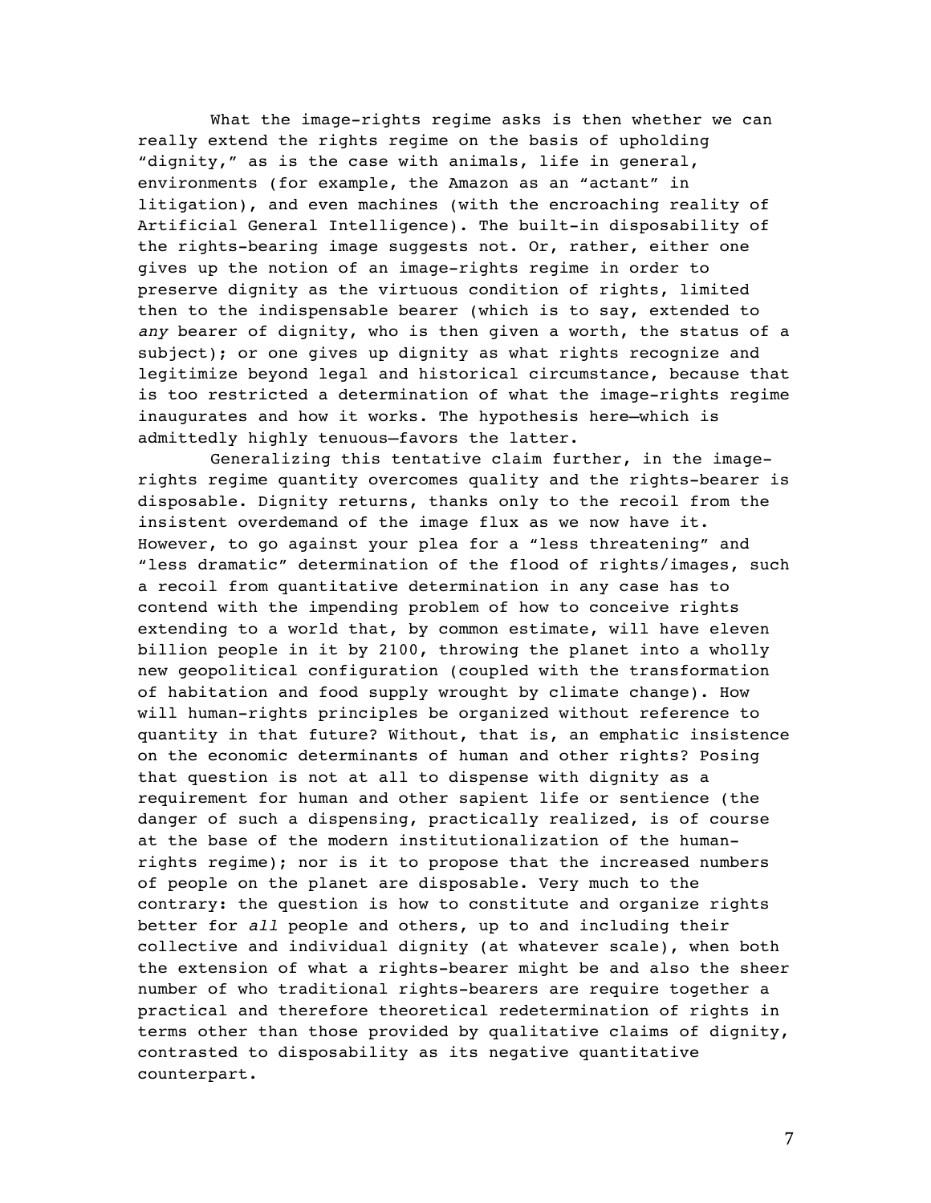What the image-rights regime asks is then whether we can really extend the rights regime on the basis of upholding "dignity," as is the case with animals, life in general, environments (for example, the Amazon as an "actant" in litigation), and even machines (with the encroaching reality of Artificial General Intelligence). The built-in disposability of the rights-bearing image suggests not. Or, rather, either one gives up the notion of an image-rights regime in order to preserve dignity as the virtuous condition of rights, limited then to the indispensable bearer (which is to say, extended to *any* bearer of dignity, who is then given a worth, the status of a subject); or one gives up dignity as what rights recognize and legitimize beyond legal and historical circumstance, because that is too restricted a determination of what the image-rights regime inaugurates and how it works. The hypothesis here—which is admittedly highly tenuous—favors the latter.

Generalizing this tentative claim further, in the image-rights regime quantity overcomes quality and the rights-bearer is disposable. Dignity returns, thanks only to the recoil from the insistent overdemand of the image flux as we now have it. However, to go against your plea for a "less threatening" and "less dramatic" determination of the flood of rights/images, such a recoil from quantitative determination in any case has to contend with the impending problem of how to conceive rights extending to a world that, by common estimate, will have eleven billion people in it by 2100, throwing the planet into a wholly new geopolitical configuration (coupled with the transformation of habitation and food supply wrought by climate change). How will human-rights principles be organized without reference to quantity in that future? Without, that is, an emphatic insistence on the economic determinants of human and other rights? Posing that question is not at all to dispense with dignity as a requirement for human and other sapient life or sentience (the danger of such a dispensing, practically realized, is of course at the base of the modern institutionalization of the human-rights regime); nor is it to propose that the increased numbers of people on the planet are disposable. Very much to the contrary: the question is how to constitute and organize rights better for *all* people and others, up to and including their collective and individual dignity (at whatever scale), when both the extension of what a rights-bearer might be and also the sheer number of who traditional rights-bearers are require together a practical and therefore theoretical redetermination of rights in terms other than those provided by qualitative claims of dignity, contrasted to disposability as its negative quantitative counterpart.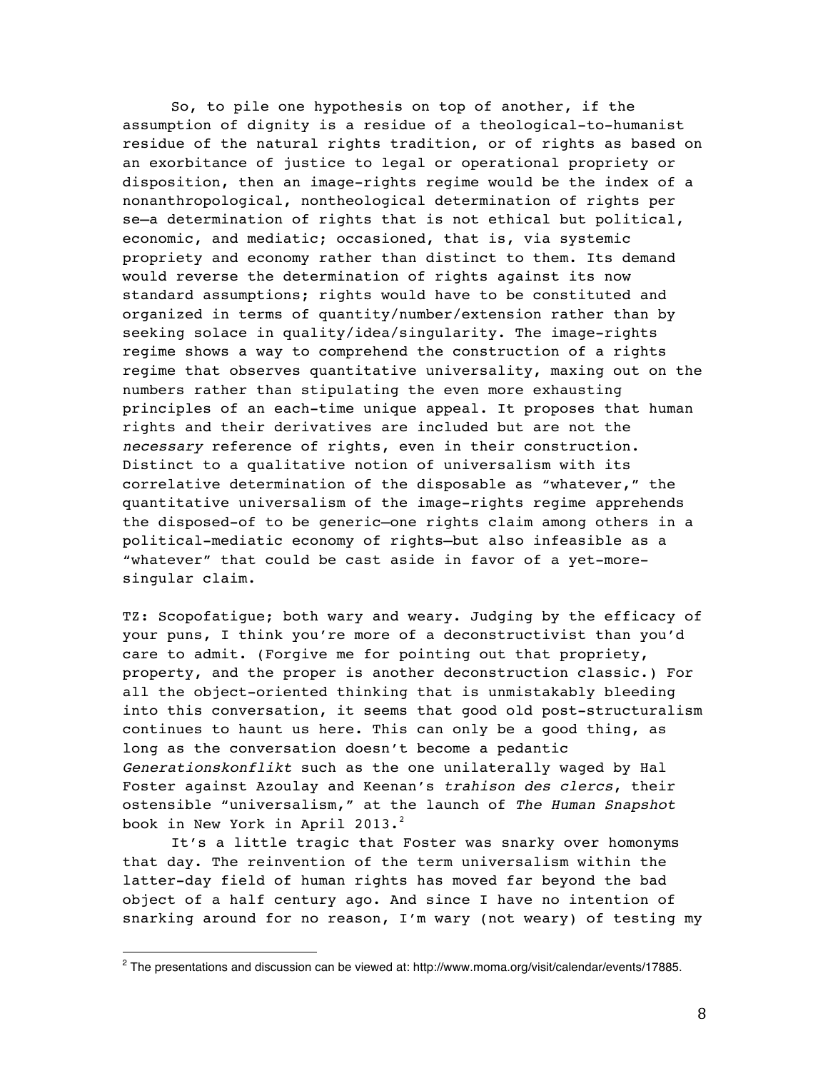So, to pile one hypothesis on top of another, if the assumption of dignity is a residue of a theological-to-humanist residue of the natural rights tradition, or of rights as based on an exorbitance of justice to legal or operational propriety or disposition, then an image-rights regime would be the index of a nonanthropological, nontheological determination of rights per se—a determination of rights that is not ethical but political, economic, and mediatic; occasioned, that is, via systemic propriety and economy rather than distinct to them. Its demand would reverse the determination of rights against its now standard assumptions; rights would have to be constituted and organized in terms of quantity/number/extension rather than by seeking solace in quality/idea/singularity. The image-rights regime shows a way to comprehend the construction of a rights regime that observes quantitative universality, maxing out on the numbers rather than stipulating the even more exhausting principles of an each-time unique appeal. It proposes that human rights and their derivatives are included but are not the *necessary* reference of rights, even in their construction. Distinct to a qualitative notion of universalism with its correlative determination of the disposable as "whatever," the quantitative universalism of the image-rights regime apprehends the disposed-of to be generic—one rights claim among others in a political-mediatic economy of rights—but also infeasible as a "whatever" that could be cast aside in favor of a yet-more-singular claim.

TZ: Scopofatigue; both wary and weary. Judging by the efficacy of your puns, I think you're more of a deconstructivist than you'd care to admit. (Forgive me for pointing out that propriety, property, and the proper is another deconstruction classic.) For all the object-oriented thinking that is unmistakably bleeding into this conversation, it seems that good old post-structuralism continues to haunt us here. This can only be a good thing, as long as the conversation doesn't become a pedantic *Generationskonflikt* such as the one unilaterally waged by Hal Foster against Azoulay and Keenan's *trahison des clercs*, their ostensible "universalism," at the launch of *The Human Snapshot* book in New York in April 2013.[2]

It's a little tragic that Foster was snarky over homonyms that day. The reinvention of the term universalism within the latter-day field of human rights has moved far beyond the bad object of a half century ago. And since I have no intention of snarking around for no reason, I'm wary (not weary) of testing my

---

[2] The presentations and discussion can be viewed at: http://www.moma.org/visit/calendar/events/17885.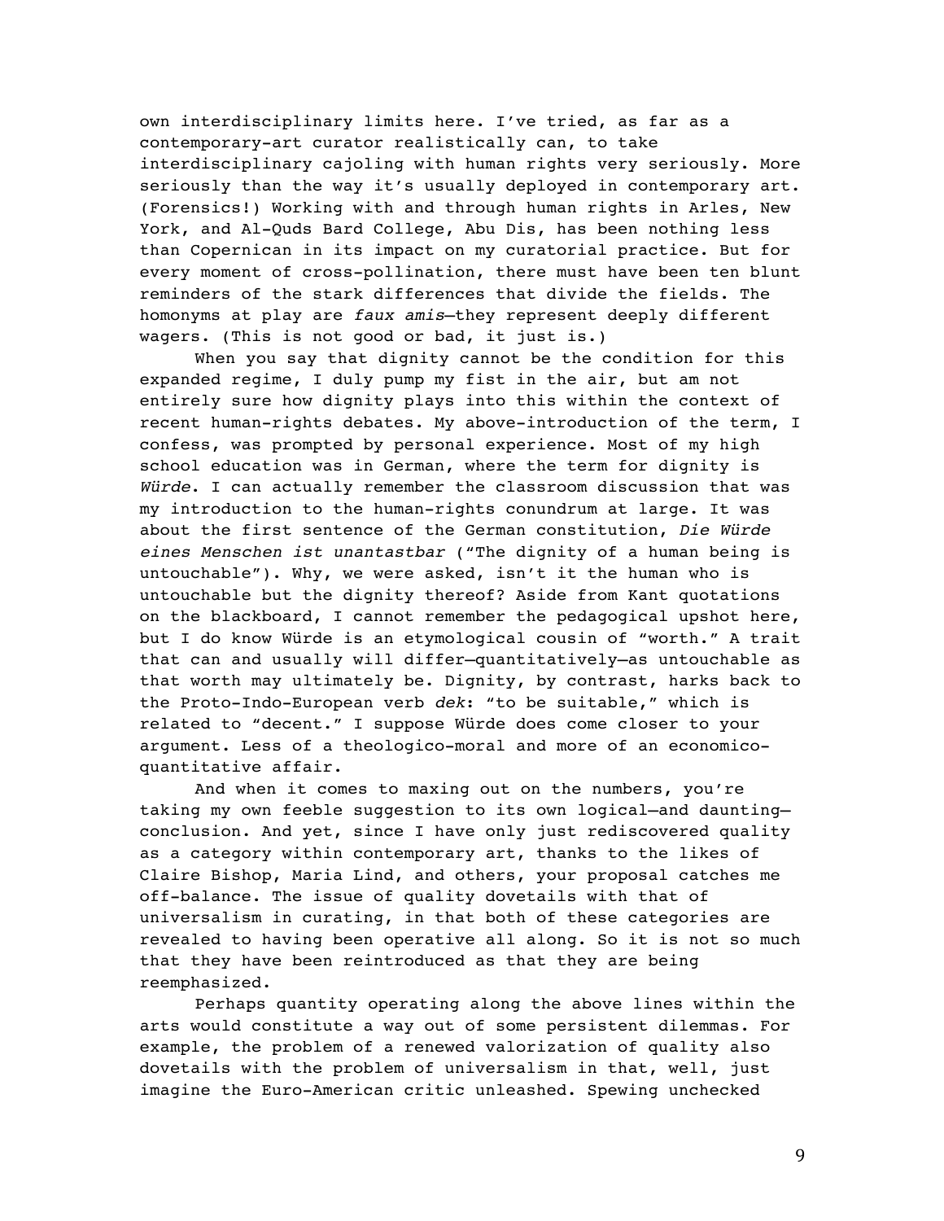own interdisciplinary limits here. I've tried, as far as a contemporary-art curator realistically can, to take interdisciplinary cajoling with human rights very seriously. More seriously than the way it's usually deployed in contemporary art. (Forensics!) Working with and through human rights in Arles, New York, and Al-Quds Bard College, Abu Dis, has been nothing less than Copernican in its impact on my curatorial practice. But for every moment of cross-pollination, there must have been ten blunt reminders of the stark differences that divide the fields. The homonyms at play are *faux amis*—they represent deeply different wagers. (This is not good or bad, it just is.)

When you say that dignity cannot be the condition for this expanded regime, I duly pump my fist in the air, but am not entirely sure how dignity plays into this within the context of recent human-rights debates. My above-introduction of the term, I confess, was prompted by personal experience. Most of my high school education was in German, where the term for dignity is *Würde*. I can actually remember the classroom discussion that was my introduction to the human-rights conundrum at large. It was about the first sentence of the German constitution, *Die Würde eines Menschen ist unantastbar* ("The dignity of a human being is untouchable"). Why, we were asked, isn't it the human who is untouchable but the dignity thereof? Aside from Kant quotations on the blackboard, I cannot remember the pedagogical upshot here, but I do know Würde is an etymological cousin of "worth." A trait that can and usually will differ—quantitatively—as untouchable as that worth may ultimately be. Dignity, by contrast, harks back to the Proto-Indo-European verb *dek*: "to be suitable," which is related to "decent." I suppose Würde does come closer to your argument. Less of a theologico-moral and more of an economico-quantitative affair.

And when it comes to maxing out on the numbers, you're taking my own feeble suggestion to its own logical—and daunting—conclusion. And yet, since I have only just rediscovered quality as a category within contemporary art, thanks to the likes of Claire Bishop, Maria Lind, and others, your proposal catches me off-balance. The issue of quality dovetails with that of universalism in curating, in that both of these categories are revealed to having been operative all along. So it is not so much that they have been reintroduced as that they are being reemphasized.

Perhaps quantity operating along the above lines within the arts would constitute a way out of some persistent dilemmas. For example, the problem of a renewed valorization of quality also dovetails with the problem of universalism in that, well, just imagine the Euro-American critic unleashed. Spewing unchecked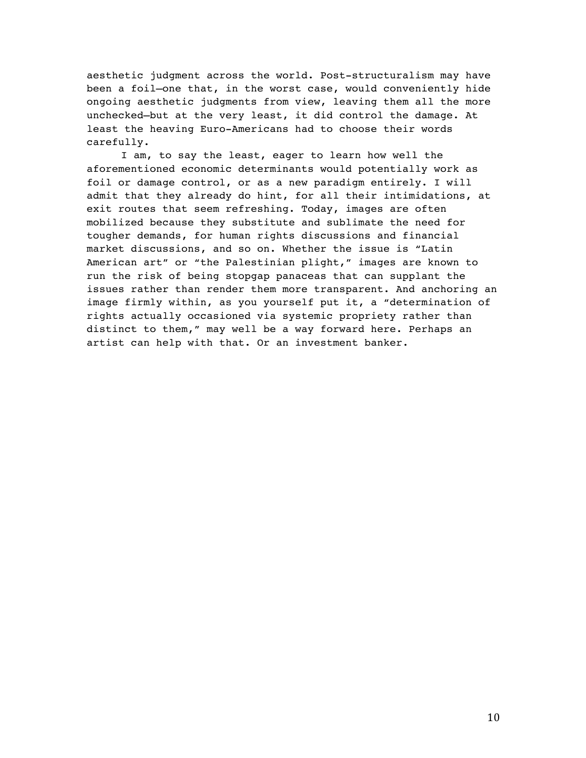aesthetic judgment across the world. Post-structuralism may have been a foil—one that, in the worst case, would conveniently hide ongoing aesthetic judgments from view, leaving them all the more unchecked—but at the very least, it did control the damage. At least the heaving Euro-Americans had to choose their words carefully.

I am, to say the least, eager to learn how well the aforementioned economic determinants would potentially work as foil or damage control, or as a new paradigm entirely. I will admit that they already do hint, for all their intimidations, at exit routes that seem refreshing. Today, images are often mobilized because they substitute and sublimate the need for tougher demands, for human rights discussions and financial market discussions, and so on. Whether the issue is "Latin American art" or "the Palestinian plight," images are known to run the risk of being stopgap panaceas that can supplant the issues rather than render them more transparent. And anchoring an image firmly within, as you yourself put it, a "determination of rights actually occasioned via systemic propriety rather than distinct to them," may well be a way forward here. Perhaps an artist can help with that. Or an investment banker.